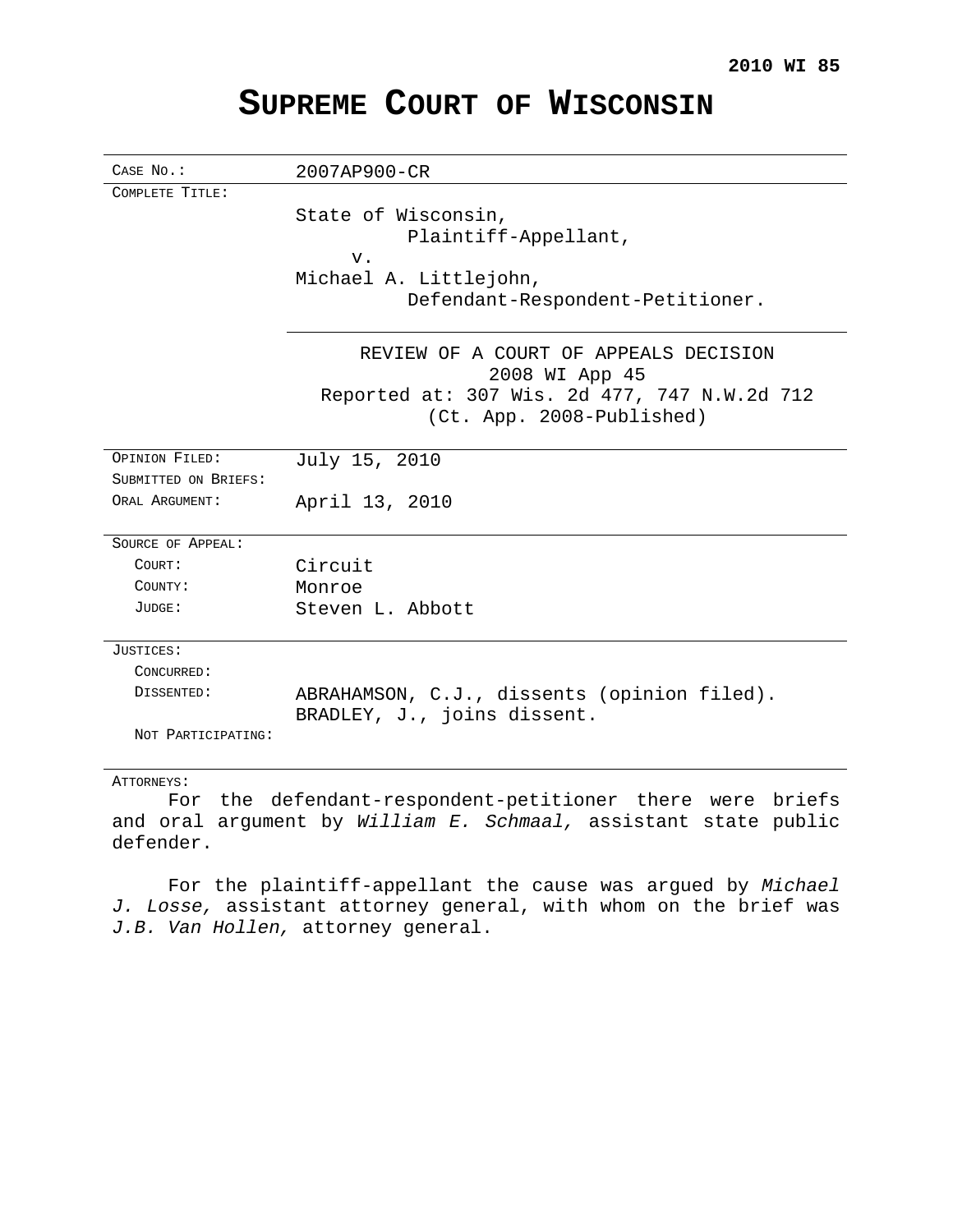**2010 WI 85**

# SUPREME COURT OF WISCONSIN

| | |
|---|---|
| CASE NO.: | 2007AP900-CR |
| COMPLETE TITLE: | State of Wisconsin,<br>Plaintiff-Appellant,<br>v.<br>Michael A. Littlejohn,<br>Defendant-Respondent-Petitioner. |
| | REVIEW OF A COURT OF APPEALS DECISION<br>2008 WI App 45<br>Reported at: 307 Wis. 2d 477, 747 N.W.2d 712<br>(Ct. App. 2008-Published) |
| OPINION FILED: | July 15, 2010 |
| SUBMITTED ON BRIEFS: | |
| ORAL ARGUMENT: | April 13, 2010 |
| SOURCE OF APPEAL: | |
| COURT: | Circuit |
| COUNTY: | Monroe |
| JUDGE: | Steven L. Abbott |
| JUSTICES: | |
| CONCURRED: | |
| DISSENTED: | ABRAHAMSON, C.J., dissents (opinion filed).<br>BRADLEY, J., joins dissent. |
| NOT PARTICIPATING: | |

ATTORNEYS:

For the defendant-respondent-petitioner there were briefs and oral argument by *William E. Schmaal,* assistant state public defender.

For the plaintiff-appellant the cause was argued by *Michael J. Losse,* assistant attorney general, with whom on the brief was *J.B. Van Hollen,* attorney general.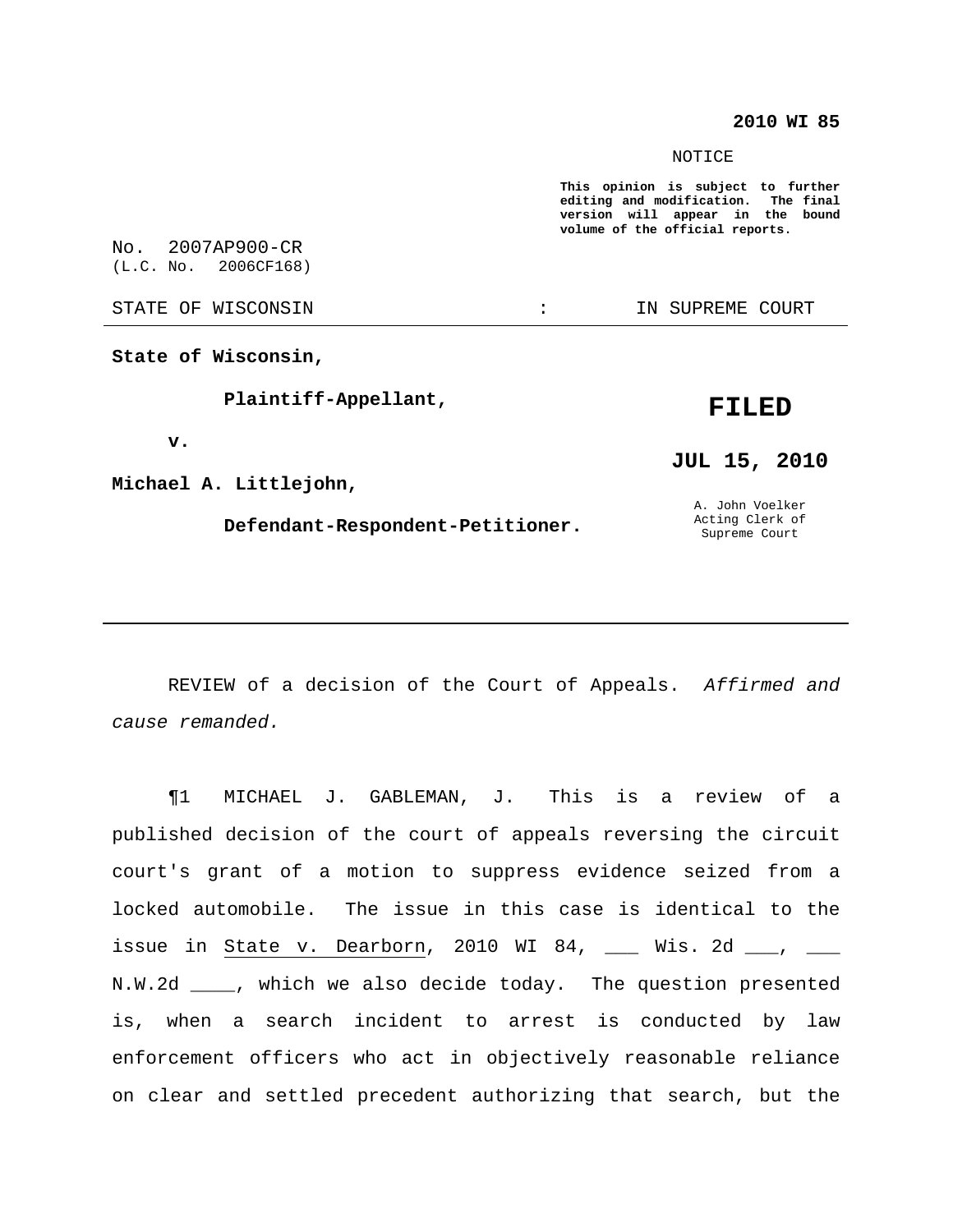**2010 WI 85**

NOTICE

**This opinion is subject to further editing and modification. The final version will appear in the bound volume of the official reports.**

No. 2007AP900-CR
(L.C. No. 2006CF168)

STATE OF WISCONSIN : IN SUPREME COURT

---

**State of Wisconsin,**

**Plaintiff-Appellant,**

**v.**

**Michael A. Littlejohn,**

**Defendant-Respondent-Petitioner.**

**FILED**

**JUL 15, 2010**

A. John Voelker
Acting Clerk of
Supreme Court

---

REVIEW of a decision of the Court of Appeals. *Affirmed and cause remanded.*

¶1 MICHAEL J. GABLEMAN, J. This is a review of a published decision of the court of appeals reversing the circuit court's grant of a motion to suppress evidence seized from a locked automobile. The issue in this case is identical to the issue in State v. Dearborn, 2010 WI 84, ___ Wis. 2d ___, ___ N.W.2d ____, which we also decide today. The question presented is, when a search incident to arrest is conducted by law enforcement officers who act in objectively reasonable reliance on clear and settled precedent authorizing that search, but the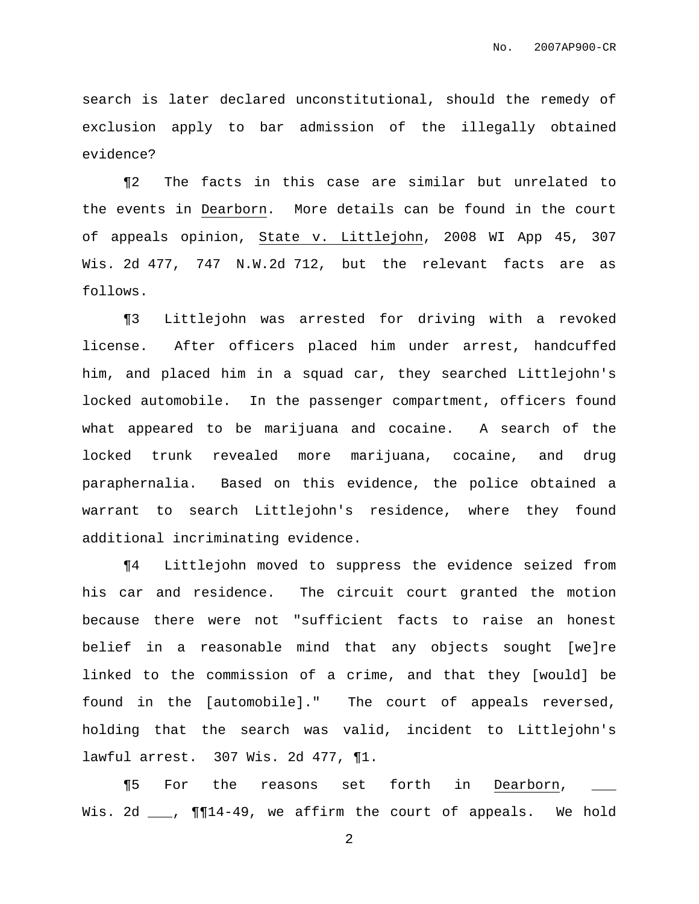search is later declared unconstitutional, should the remedy of exclusion apply to bar admission of the illegally obtained evidence?

¶2 The facts in this case are similar but unrelated to the events in Dearborn. More details can be found in the court of appeals opinion, State v. Littlejohn, 2008 WI App 45, 307 Wis. 2d 477, 747 N.W.2d 712, but the relevant facts are as follows.

¶3 Littlejohn was arrested for driving with a revoked license. After officers placed him under arrest, handcuffed him, and placed him in a squad car, they searched Littlejohn's locked automobile. In the passenger compartment, officers found what appeared to be marijuana and cocaine. A search of the locked trunk revealed more marijuana, cocaine, and drug paraphernalia. Based on this evidence, the police obtained a warrant to search Littlejohn's residence, where they found additional incriminating evidence.

¶4 Littlejohn moved to suppress the evidence seized from his car and residence. The circuit court granted the motion because there were not "sufficient facts to raise an honest belief in a reasonable mind that any objects sought [we]re linked to the commission of a crime, and that they [would] be found in the [automobile]." The court of appeals reversed, holding that the search was valid, incident to Littlejohn's lawful arrest. 307 Wis. 2d 477, ¶1.

¶5 For the reasons set forth in Dearborn, ___ Wis. 2d ___, ¶¶14-49, we affirm the court of appeals. We hold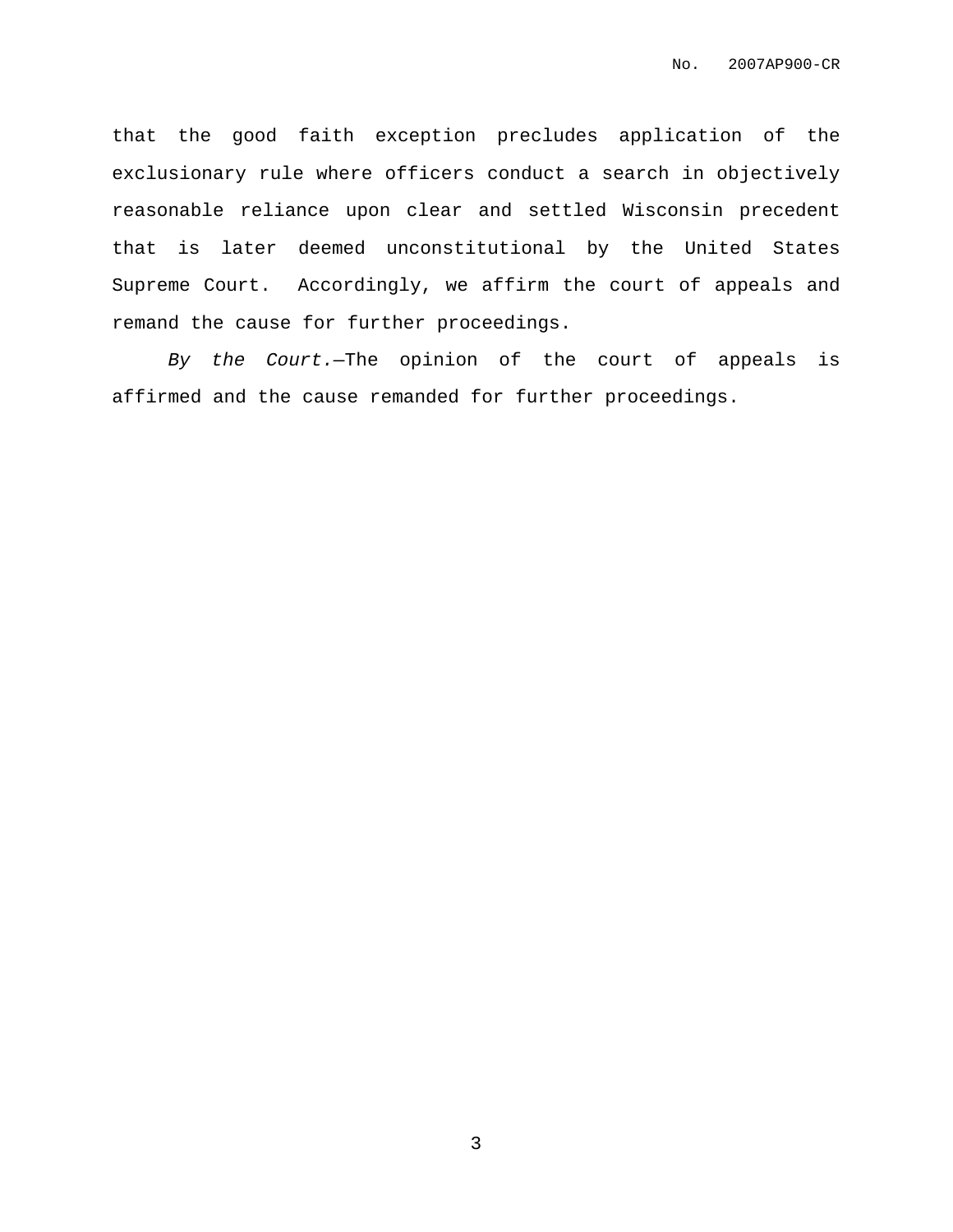that the good faith exception precludes application of the exclusionary rule where officers conduct a search in objectively reasonable reliance upon clear and settled Wisconsin precedent that is later deemed unconstitutional by the United States Supreme Court. Accordingly, we affirm the court of appeals and remand the cause for further proceedings.

*By the Court.*—The opinion of the court of appeals is affirmed and the cause remanded for further proceedings.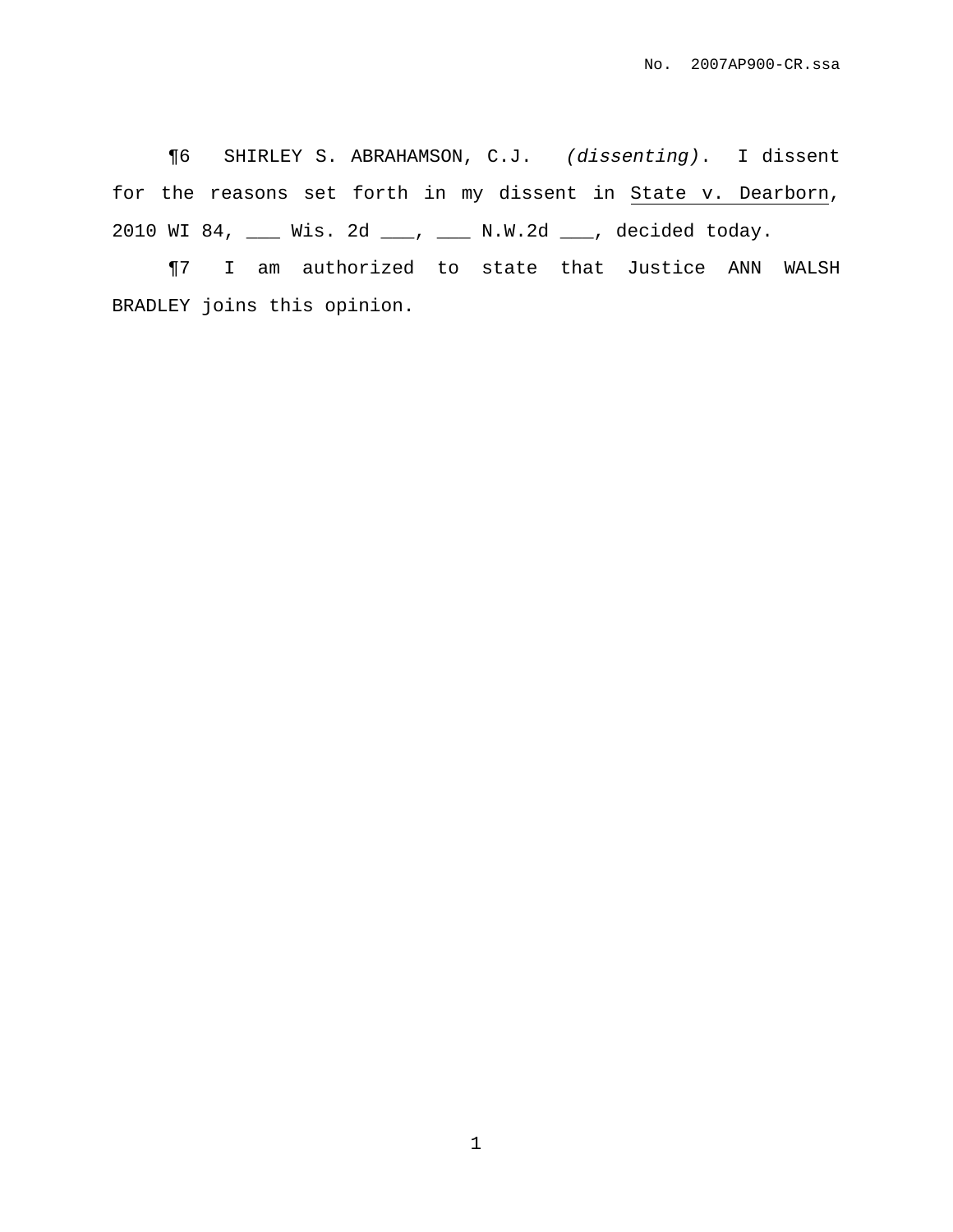¶6 SHIRLEY S. ABRAHAMSON, C.J. *(dissenting)*. I dissent for the reasons set forth in my dissent in State v. Dearborn, 2010 WI 84, ___ Wis. 2d ___, ___ N.W.2d ___, decided today.

¶7 I am authorized to state that Justice ANN WALSH BRADLEY joins this opinion.